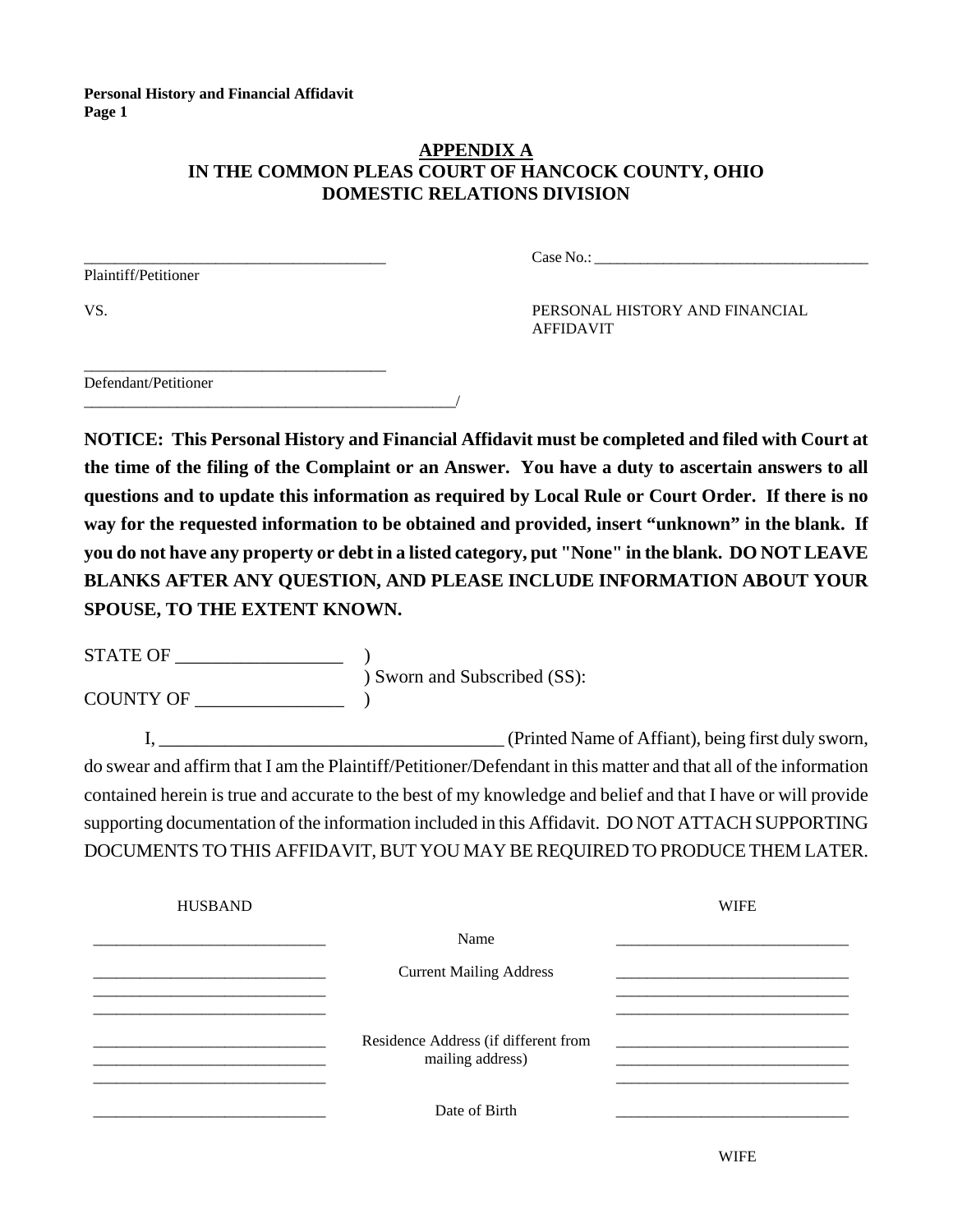**APPENDIX A**

**IN THE COMMON PLEAS COURT OF HANCOCK COUNTY, OHIO**
**DOMESTIC RELATIONS DIVISION**

_______________________________________
Plaintiff/Petitioner

Case No.: ____________________________________

VS.

PERSONAL HISTORY AND FINANCIAL AFFIDAVIT

_______________________________________
Defendant/Petitioner
_________________________________________________/

**NOTICE: This Personal History and Financial Affidavit must be completed and filed with Court at the time of the filing of the Complaint or an Answer. You have a duty to ascertain answers to all questions and to update this information as required by Local Rule or Court Order. If there is no way for the requested information to be obtained and provided, insert "unknown" in the blank. If you do not have any property or debt in a listed category, put "None" in the blank. DO NOT LEAVE BLANKS AFTER ANY QUESTION, AND PLEASE INCLUDE INFORMATION ABOUT YOUR SPOUSE, TO THE EXTENT KNOWN.**

STATE OF __________________ )
) Sworn and Subscribed (SS):
COUNTY OF ________________ )

I, ______________________________________ (Printed Name of Affiant), being first duly sworn, do swear and affirm that I am the Plaintiff/Petitioner/Defendant in this matter and that all of the information contained herein is true and accurate to the best of my knowledge and belief and that I have or will provide supporting documentation of the information included in this Affidavit. DO NOT ATTACH SUPPORTING DOCUMENTS TO THIS AFFIDAVIT, BUT YOU MAY BE REQUIRED TO PRODUCE THEM LATER.

| HUSBAND | | WIFE |
|---|---|---|
| ______________________________ | Name | ______________________________ |
| ______________________________ ______________________________ ______________________________ | Current Mailing Address | ______________________________ ______________________________ ______________________________ |
| ______________________________ ______________________________ ______________________________ | Residence Address (if different from mailing address) | ______________________________ ______________________________ ______________________________ |
| ______________________________ | Date of Birth | ______________________________ |

WIFE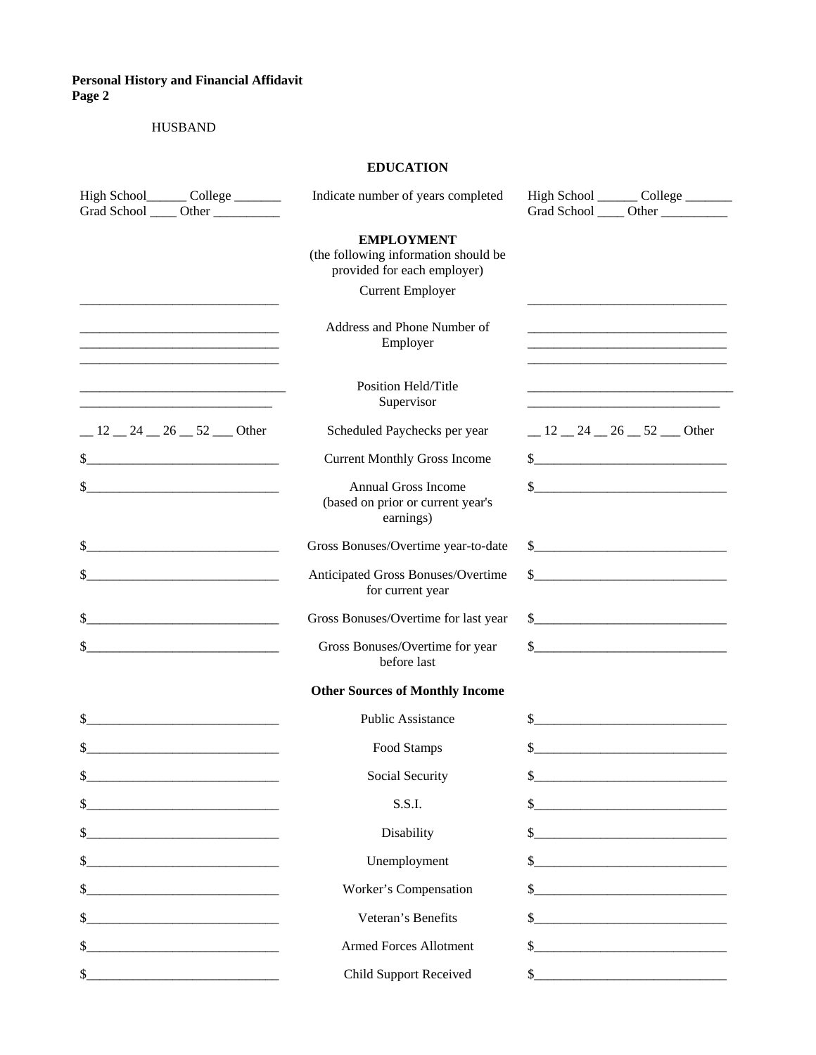**Personal History and Financial Affidavit**
**Page 2**

HUSBAND

## EDUCATION

| HUSBAND | | |
|---|---|---|
| High School______ College _______ Grad School ____ Other __________ | Indicate number of years completed | High School ______ College _______ Grad School ____ Other __________ |
| | **EMPLOYMENT** (the following information should be provided for each employer) | |
| ______________________________ | Current Employer | ______________________________ |
| ______________________________ ______________________________ ______________________________ | Address and Phone Number of Employer | ______________________________ ______________________________ ______________________________ |
| ________________________________ _____________________________ | Position Held/Title Supervisor | ________________________________ _____________________________ |
| __ 12 __ 24 __ 26 __ 52 ___ Other | Scheduled Paychecks per year | __ 12 __ 24 __ 26 __ 52 ___ Other |
| $_____________________________ | Current Monthly Gross Income | $_____________________________ |
| $_____________________________ | Annual Gross Income (based on prior or current year's earnings) | $_____________________________ |
| $_____________________________ | Gross Bonuses/Overtime year-to-date | $_____________________________ |
| $_____________________________ | Anticipated Gross Bonuses/Overtime for current year | $_____________________________ |
| $_____________________________ | Gross Bonuses/Overtime for last year | $_____________________________ |
| $_____________________________ | Gross Bonuses/Overtime for year before last | $_____________________________ |
| | **Other Sources of Monthly Income** | |
| $_____________________________ | Public Assistance | $_____________________________ |
| $_____________________________ | Food Stamps | $_____________________________ |
| $_____________________________ | Social Security | $_____________________________ |
| $_____________________________ | S.S.I. | $_____________________________ |
| $_____________________________ | Disability | $_____________________________ |
| $_____________________________ | Unemployment | $_____________________________ |
| $_____________________________ | Worker's Compensation | $_____________________________ |
| $_____________________________ | Veteran's Benefits | $_____________________________ |
| $_____________________________ | Armed Forces Allotment | $_____________________________ |
| $_____________________________ | Child Support Received | $_____________________________ |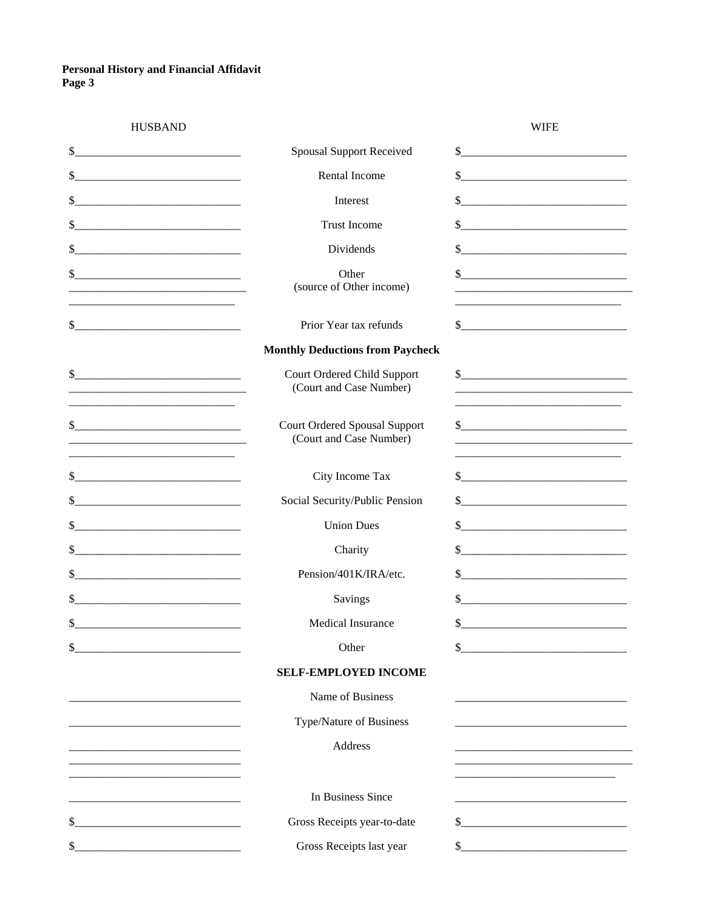| HUSBAND | | WIFE |
|---|---|---|
| $______________ | Spousal Support Received | $______________ |
| $______________ | Rental Income | $______________ |
| $______________ | Interest | $______________ |
| $______________ | Trust Income | $______________ |
| $______________ | Dividends | $______________ |
| $______________ | Other<br>(source of Other income) | $______________ |
| $______________ | Prior Year tax refunds | $______________ |
| | **Monthly Deductions from Paycheck** | |
| $______________ | Court Ordered Child Support<br>(Court and Case Number) | $______________ |
| $______________ | Court Ordered Spousal Support<br>(Court and Case Number) | $______________ |
| $______________ | City Income Tax | $______________ |
| $______________ | Social Security/Public Pension | $______________ |
| $______________ | Union Dues | $______________ |
| $______________ | Charity | $______________ |
| $______________ | Pension/401K/IRA/etc. | $______________ |
| $______________ | Savings | $______________ |
| $______________ | Medical Insurance | $______________ |
| $______________ | Other | $______________ |
| | **SELF-EMPLOYED INCOME** | |
| ______________ | Name of Business | ______________ |
| ______________ | Type/Nature of Business | ______________ |
| ______________ | Address | ______________ |
| ______________ | In Business Since | ______________ |
| $______________ | Gross Receipts year-to-date | $______________ |
| $______________ | Gross Receipts last year | $______________ |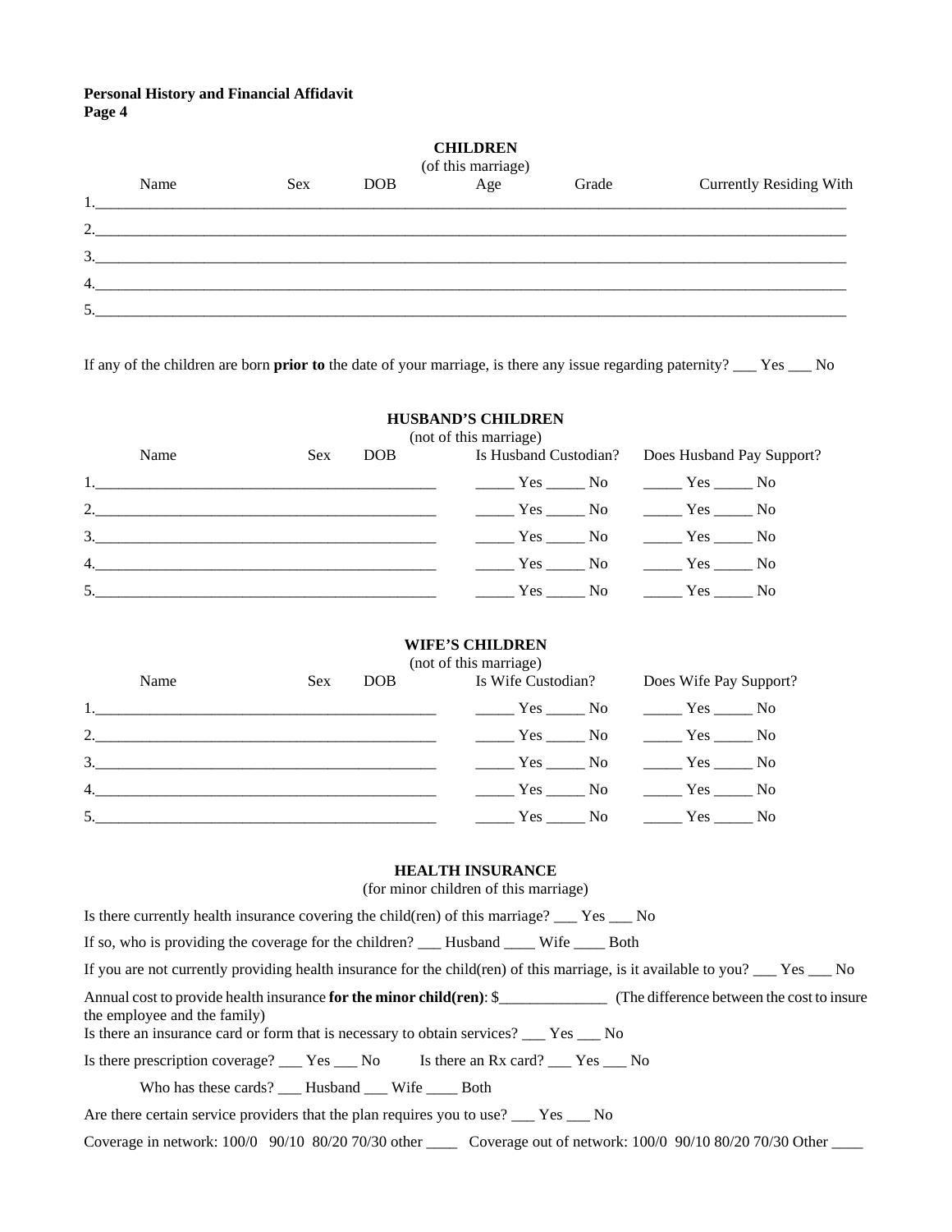## CHILDREN

(of this marriage)

| | Name | Sex | DOB | Age | Grade | Currently Residing With |
|---|---|---|---|---|---|---|
| 1. | | | | | | |
| 2. | | | | | | |
| 3. | | | | | | |
| 4. | | | | | | |
| 5. | | | | | | |

If any of the children are born **prior to** the date of your marriage, is there any issue regarding paternity? ___ Yes ___ No

## HUSBAND'S CHILDREN

(not of this marriage)

| | Name | Sex | DOB | Is Husband Custodian? | Does Husband Pay Support? |
|---|---|---|---|---|---|
| 1. | | | | _____ Yes _____ No | _____ Yes _____ No |
| 2. | | | | _____ Yes _____ No | _____ Yes _____ No |
| 3. | | | | _____ Yes _____ No | _____ Yes _____ No |
| 4. | | | | _____ Yes _____ No | _____ Yes _____ No |
| 5. | | | | _____ Yes _____ No | _____ Yes _____ No |

## WIFE'S CHILDREN

(not of this marriage)

| | Name | Sex | DOB | Is Wife Custodian? | Does Wife Pay Support? |
|---|---|---|---|---|---|
| 1. | | | | _____ Yes _____ No | _____ Yes _____ No |
| 2. | | | | _____ Yes _____ No | _____ Yes _____ No |
| 3. | | | | _____ Yes _____ No | _____ Yes _____ No |
| 4. | | | | _____ Yes _____ No | _____ Yes _____ No |
| 5. | | | | _____ Yes _____ No | _____ Yes _____ No |

## HEALTH INSURANCE

(for minor children of this marriage)

Is there currently health insurance covering the child(ren) of this marriage? ___ Yes ___ No

If so, who is providing the coverage for the children? ___ Husband ____ Wife ____ Both

If you are not currently providing health insurance for the child(ren) of this marriage, is it available to you? ___ Yes ___ No

Annual cost to provide health insurance **for the minor child(ren)**: $______________ (The difference between the cost to insure the employee and the family)

Is there an insurance card or form that is necessary to obtain services? ___ Yes ___ No

Is there prescription coverage? ___ Yes ___ No    Is there an Rx card? ___ Yes ___ No

Who has these cards? ___ Husband ___ Wife ____ Both

Are there certain service providers that the plan requires you to use? ___ Yes ___ No

Coverage in network: 100/0 90/10 80/20 70/30 other ____    Coverage out of network: 100/0 90/10 80/20 70/30 Other ____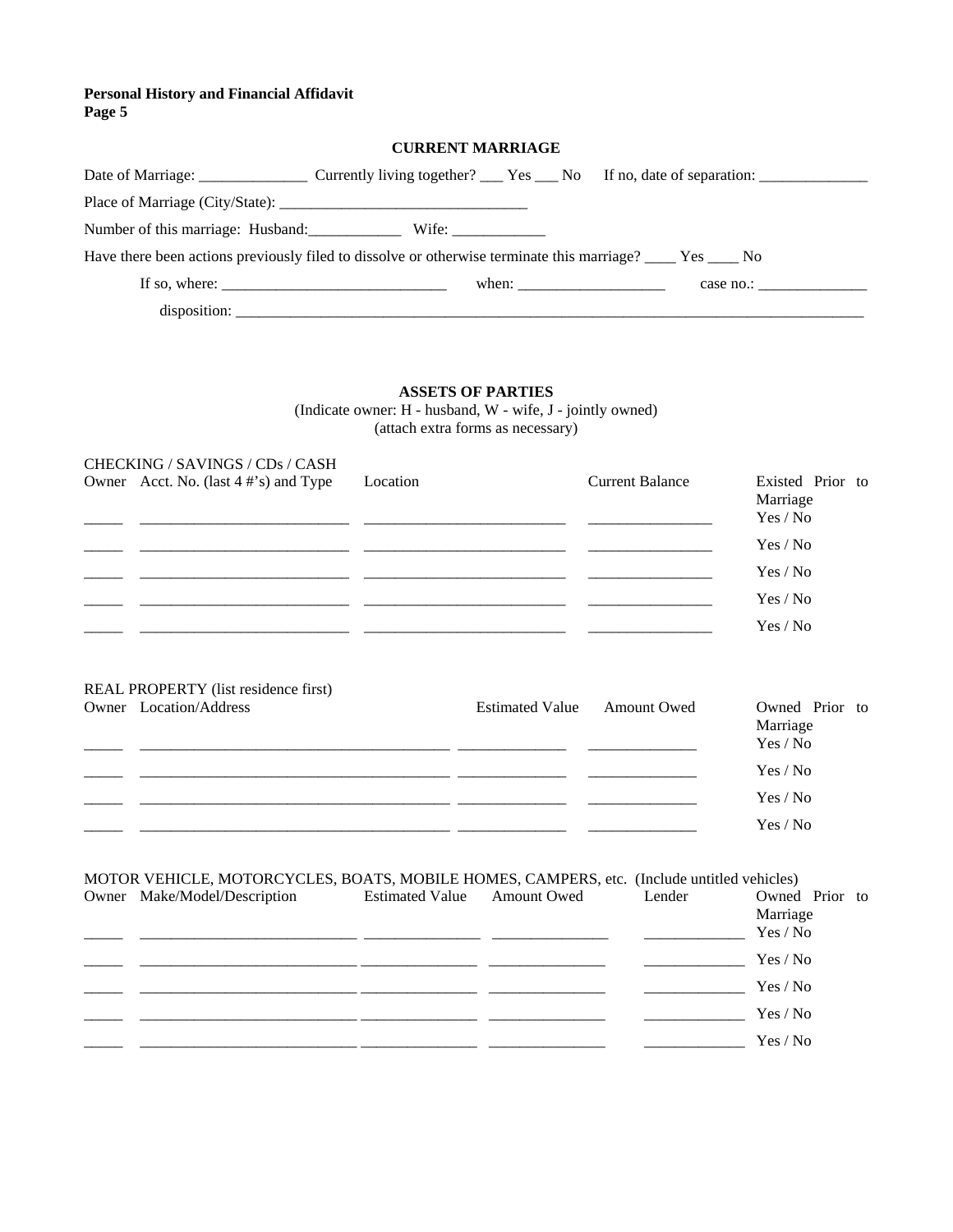### CURRENT MARRIAGE

Date of Marriage: ______________ Currently living together? ___ Yes ___ No If no, date of separation: ______________

Place of Marriage (City/State): ________________________________

Number of this marriage: Husband:____________ Wife: ____________

Have there been actions previously filed to dissolve or otherwise terminate this marriage? ____ Yes ____ No

If so, where: ____________________________ when: ___________________ case no.: ______________

disposition: ________________________________________________________________________________

### ASSETS OF PARTIES

(Indicate owner: H - husband, W - wife, J - jointly owned)
(attach extra forms as necessary)

CHECKING / SAVINGS / CDs / CASH

| Owner | Acct. No. (last 4 #'s) and Type | Location | Current Balance | Existed Prior to Marriage |
|---|---|---|---|---|
| _____ | ___________________________ | __________________________ | ________________ | Yes / No |
| _____ | ___________________________ | __________________________ | ________________ | Yes / No |
| _____ | ___________________________ | __________________________ | ________________ | Yes / No |
| _____ | ___________________________ | __________________________ | ________________ | Yes / No |
| _____ | ___________________________ | __________________________ | ________________ | Yes / No |

REAL PROPERTY (list residence first)

| Owner | Location/Address | Estimated Value | Amount Owed | Owned Prior to Marriage |
|---|---|---|---|---|
| _____ | ________________________________________ | ______________ | ______________ | Yes / No |
| _____ | ________________________________________ | ______________ | ______________ | Yes / No |
| _____ | ________________________________________ | ______________ | ______________ | Yes / No |
| _____ | ________________________________________ | ______________ | ______________ | Yes / No |

MOTOR VEHICLE, MOTORCYCLES, BOATS, MOBILE HOMES, CAMPERS, etc. (Include untitled vehicles)

| Owner | Make/Model/Description | Estimated Value | Amount Owed | Lender | Owned Prior to Marriage |
|---|---|---|---|---|---|
| _____ | ____________________________ | _______________ | _______________ | _____________ | Yes / No |
| _____ | ____________________________ | _______________ | _______________ | _____________ | Yes / No |
| _____ | ____________________________ | _______________ | _______________ | _____________ | Yes / No |
| _____ | ____________________________ | _______________ | _______________ | _____________ | Yes / No |
| _____ | ____________________________ | _______________ | _______________ | _____________ | Yes / No |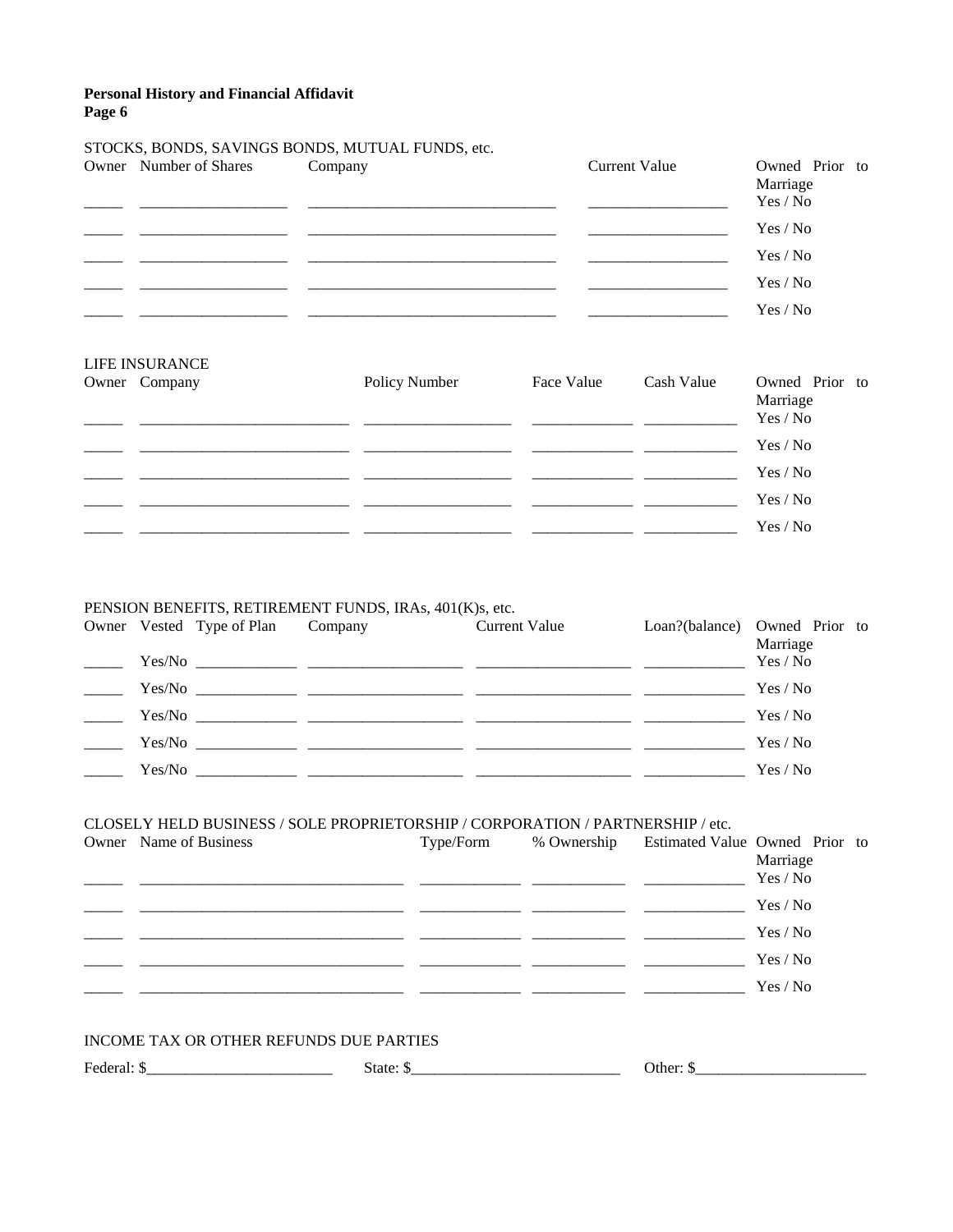**Personal History and Financial Affidavit**
**Page 6**

STOCKS, BONDS, SAVINGS BONDS, MUTUAL FUNDS, etc.

| Owner | Number of Shares | Company | Current Value | Owned Prior to Marriage |
|---|---|---|---|---|
| _____ | __________________ | ________________________________ | __________________ | Yes / No |
| _____ | __________________ | ________________________________ | __________________ | Yes / No |
| _____ | __________________ | ________________________________ | __________________ | Yes / No |
| _____ | __________________ | ________________________________ | __________________ | Yes / No |
| _____ | __________________ | ________________________________ | __________________ | Yes / No |

LIFE INSURANCE

| Owner | Company | Policy Number | Face Value | Cash Value | Owned Prior to Marriage |
|---|---|---|---|---|---|
| _____ | ___________________________ | ___________________ | _____________ | ____________ | Yes / No |
| _____ | ___________________________ | ___________________ | _____________ | ____________ | Yes / No |
| _____ | ___________________________ | ___________________ | _____________ | ____________ | Yes / No |
| _____ | ___________________________ | ___________________ | _____________ | ____________ | Yes / No |
| _____ | ___________________________ | ___________________ | _____________ | ____________ | Yes / No |

PENSION BENEFITS, RETIREMENT FUNDS, IRAs, 401(K)s, etc.

| Owner | Vested | Type of Plan | Company | Current Value | Loan?(balance) | Owned Prior to Marriage |
|---|---|---|---|---|---|---|
| _____ | Yes/No | _____________ | ____________________ | ____________________ | _____________ | Yes / No |
| _____ | Yes/No | _____________ | ____________________ | ____________________ | _____________ | Yes / No |
| _____ | Yes/No | _____________ | ____________________ | ____________________ | _____________ | Yes / No |
| _____ | Yes/No | _____________ | ____________________ | ____________________ | _____________ | Yes / No |
| _____ | Yes/No | _____________ | ____________________ | ____________________ | _____________ | Yes / No |

CLOSELY HELD BUSINESS / SOLE PROPRIETORSHIP / CORPORATION / PARTNERSHIP / etc.

| Owner | Name of Business | Type/Form | % Ownership | Estimated Value | Owned Prior to Marriage |
|---|---|---|---|---|---|
| _____ | __________________________________ | _____________ | ____________ | _____________ | Yes / No |
| _____ | __________________________________ | _____________ | ____________ | _____________ | Yes / No |
| _____ | __________________________________ | _____________ | ____________ | _____________ | Yes / No |
| _____ | __________________________________ | _____________ | ____________ | _____________ | Yes / No |
| _____ | __________________________________ | _____________ | ____________ | _____________ | Yes / No |

INCOME TAX OR OTHER REFUNDS DUE PARTIES

Federal: $________________________ State: $___________________________ Other: $______________________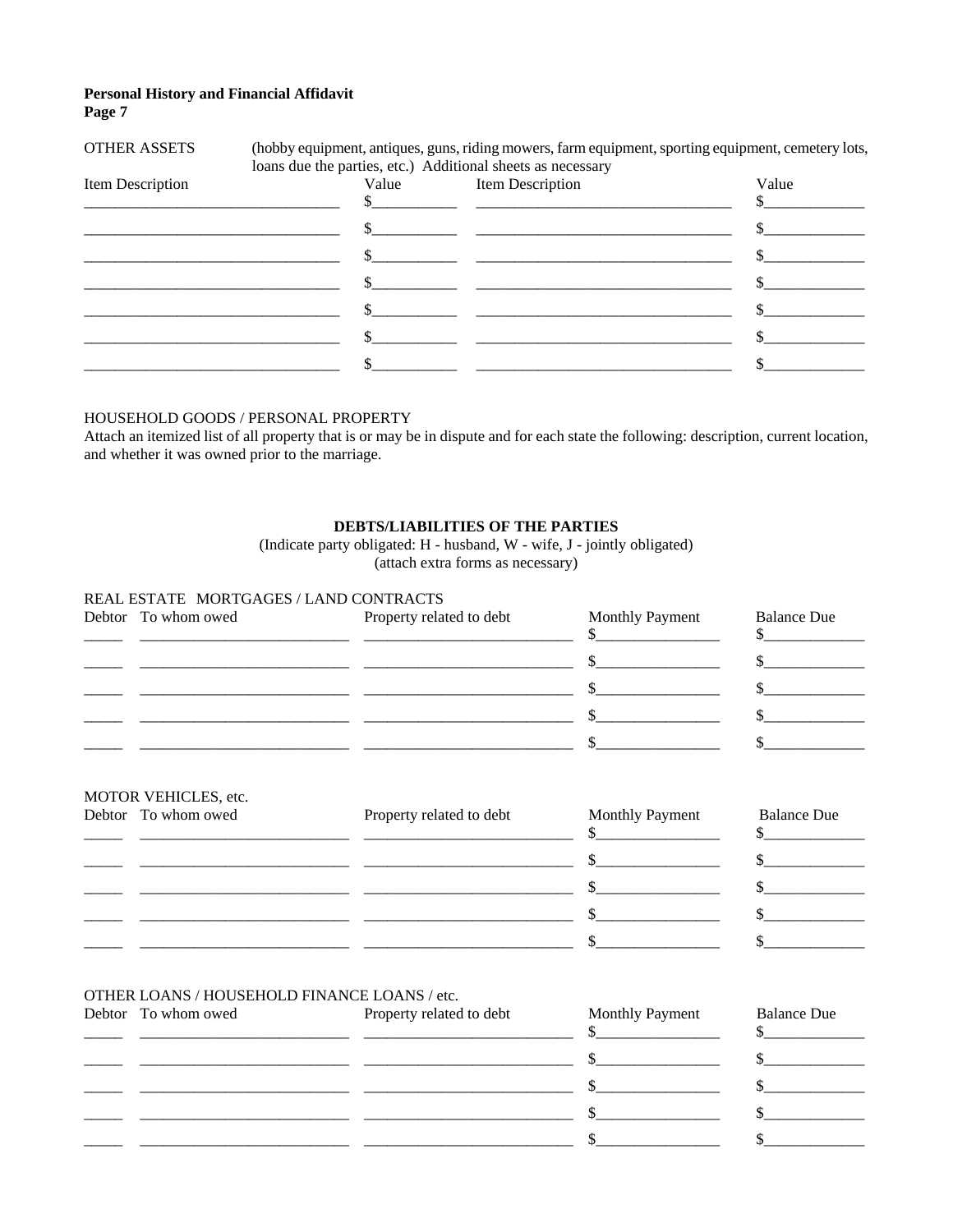**Personal History and Financial Affidavit**
**Page 7**

OTHER ASSETS (hobby equipment, antiques, guns, riding mowers, farm equipment, sporting equipment, cemetery lots, loans due the parties, etc.) Additional sheets as necessary

| Item Description | Value | Item Description | Value |
|---|---|---|---|
| | $ | | $ |
| | $ | | $ |
| | $ | | $ |
| | $ | | $ |
| | $ | | $ |
| | $ | | $ |
| | $ | | $ |

HOUSEHOLD GOODS / PERSONAL PROPERTY

Attach an itemized list of all property that is or may be in dispute and for each state the following: description, current location, and whether it was owned prior to the marriage.

**DEBTS/LIABILITIES OF THE PARTIES**

(Indicate party obligated: H - husband, W - wife, J - jointly obligated)
(attach extra forms as necessary)

REAL ESTATE MORTGAGES / LAND CONTRACTS

| Debtor | To whom owed | Property related to debt | Monthly Payment | Balance Due |
|---|---|---|---|---|
| | | | $ | $ |
| | | | $ | $ |
| | | | $ | $ |
| | | | $ | $ |
| | | | $ | $ |

MOTOR VEHICLES, etc.

| Debtor | To whom owed | Property related to debt | Monthly Payment | Balance Due |
|---|---|---|---|---|
| | | | $ | $ |
| | | | $ | $ |
| | | | $ | $ |
| | | | $ | $ |
| | | | $ | $ |

OTHER LOANS / HOUSEHOLD FINANCE LOANS / etc.

| Debtor | To whom owed | Property related to debt | Monthly Payment | Balance Due |
|---|---|---|---|---|
| | | | $ | $ |
| | | | $ | $ |
| | | | $ | $ |
| | | | $ | $ |
| | | | $ | $ |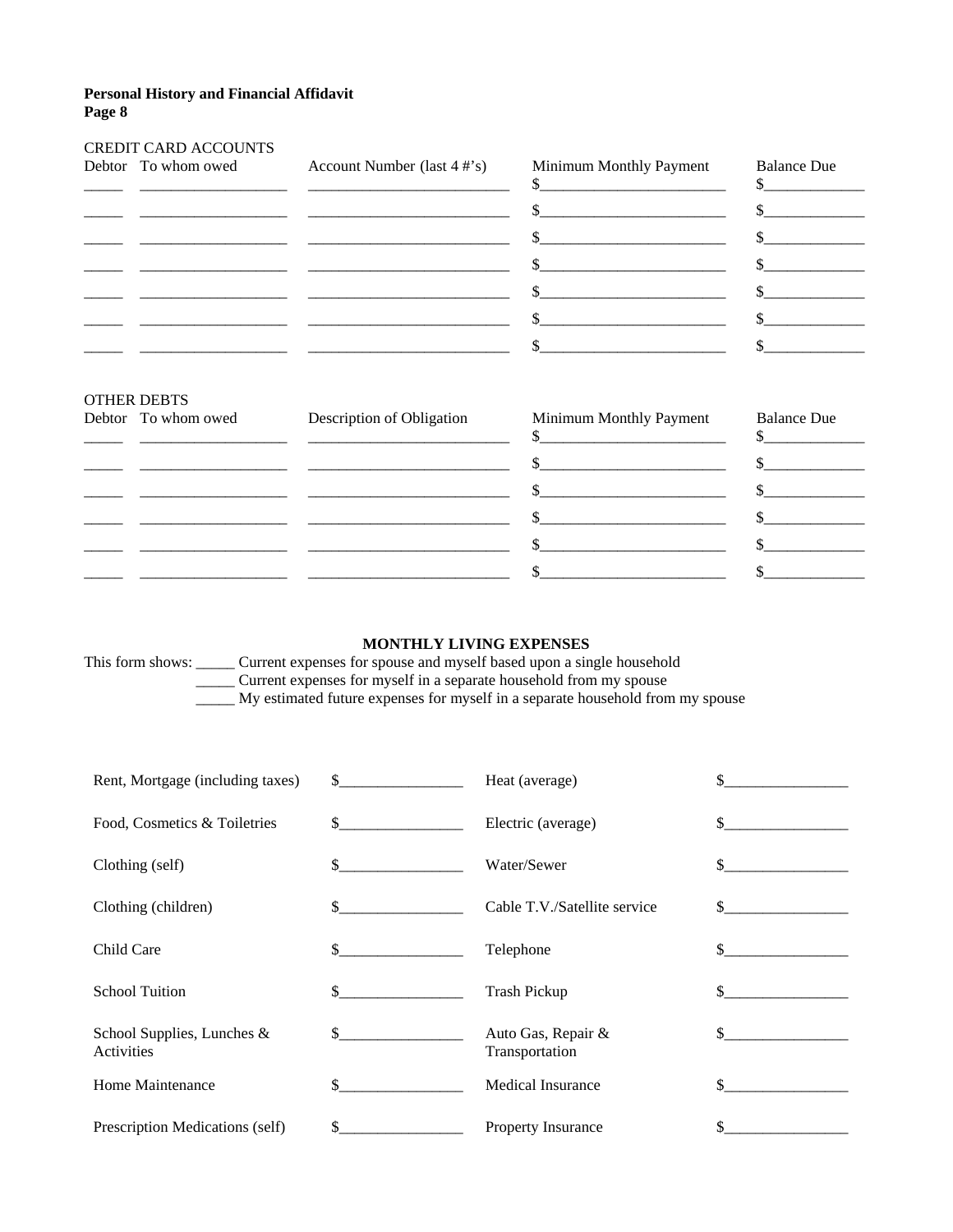**Personal History and Financial Affidavit**
**Page 8**

CREDIT CARD ACCOUNTS

| Debtor | To whom owed | Account Number (last 4 #'s) | Minimum Monthly Payment | Balance Due |
|---|---|---|---|---|
| _____ | __________________ | _________________________ | $_______________________ | $____________ |
| _____ | __________________ | _________________________ | $_______________________ | $____________ |
| _____ | __________________ | _________________________ | $_______________________ | $____________ |
| _____ | __________________ | _________________________ | $_______________________ | $____________ |
| _____ | __________________ | _________________________ | $_______________________ | $____________ |
| _____ | __________________ | _________________________ | $_______________________ | $____________ |
| _____ | __________________ | _________________________ | $_______________________ | $____________ |

OTHER DEBTS

| Debtor | To whom owed | Description of Obligation | Minimum Monthly Payment | Balance Due |
|---|---|---|---|---|
| _____ | __________________ | _________________________ | $_______________________ | $____________ |
| _____ | __________________ | _________________________ | $_______________________ | $____________ |
| _____ | __________________ | _________________________ | $_______________________ | $____________ |
| _____ | __________________ | _________________________ | $_______________________ | $____________ |
| _____ | __________________ | _________________________ | $_______________________ | $____________ |
| _____ | __________________ | _________________________ | $_______________________ | $____________ |

**MONTHLY LIVING EXPENSES**

This form shows: _____ Current expenses for spouse and myself based upon a single household
_____ Current expenses for myself in a separate household from my spouse
_____ My estimated future expenses for myself in a separate household from my spouse

| | | | |
|---|---|---|---|
| Rent, Mortgage (including taxes) | $_______________ | Heat (average) | $_______________ |
| Food, Cosmetics & Toiletries | $_______________ | Electric (average) | $_______________ |
| Clothing (self) | $_______________ | Water/Sewer | $_______________ |
| Clothing (children) | $_______________ | Cable T.V./Satellite service | $_______________ |
| Child Care | $_______________ | Telephone | $_______________ |
| School Tuition | $_______________ | Trash Pickup | $_______________ |
| School Supplies, Lunches & Activities | $_______________ | Auto Gas, Repair & Transportation | $_______________ |
| Home Maintenance | $_______________ | Medical Insurance | $_______________ |
| Prescription Medications (self) | $_______________ | Property Insurance | $_______________ |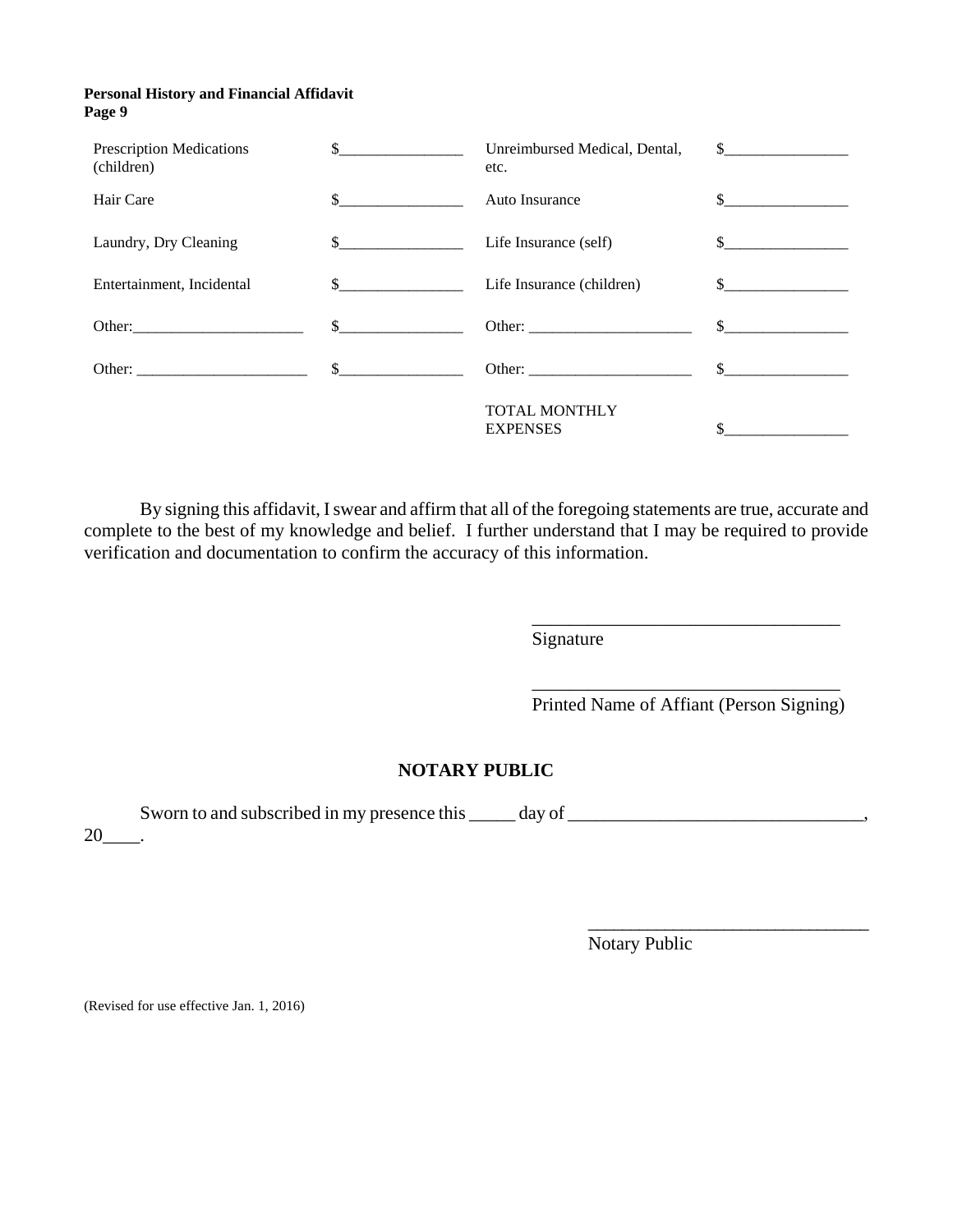| | | | |
|---|---|---|---|
| Prescription Medications (children) | $________________ | Unreimbursed Medical, Dental, etc. | $________________ |
| Hair Care | $________________ | Auto Insurance | $________________ |
| Laundry, Dry Cleaning | $________________ | Life Insurance (self) | $________________ |
| Entertainment, Incidental | $________________ | Life Insurance (children) | $________________ |
| Other:______________________ | $________________ | Other: _____________________ | $________________ |
| Other: ______________________ | $________________ | Other: _____________________ | $________________ |
| | | TOTAL MONTHLY EXPENSES | $________________ |

By signing this affidavit, I swear and affirm that all of the foregoing statements are true, accurate and complete to the best of my knowledge and belief. I further understand that I may be required to provide verification and documentation to confirm the accuracy of this information.

__________________________________
Signature

__________________________________
Printed Name of Affiant (Person Signing)

**NOTARY PUBLIC**

Sworn to and subscribed in my presence this _____ day of ________________________________, 20____.

_______________________________
Notary Public

(Revised for use effective Jan. 1, 2016)